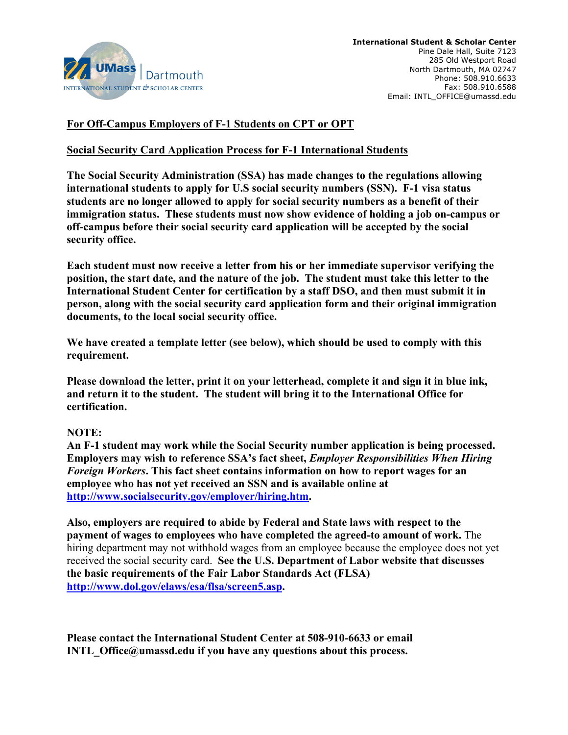**International Student & Scholar Center**
Pine Dale Hall, Suite 7123
285 Old Westport Road
North Dartmouth, MA 02747
Phone: 508.910.6633
Fax: 508.910.6588
Email: INTL_OFFICE@umassd.edu

UMass Dartmouth
INTERNATIONAL STUDENT & SCHOLAR CENTER

## For Off-Campus Employers of F-1 Students on CPT or OPT

## Social Security Card Application Process for F-1 International Students

**The Social Security Administration (SSA) has made changes to the regulations allowing international students to apply for U.S social security numbers (SSN). F-1 visa status students are no longer allowed to apply for social security numbers as a benefit of their immigration status. These students must now show evidence of holding a job on-campus or off-campus before their social security card application will be accepted by the social security office.**

**Each student must now receive a letter from his or her immediate supervisor verifying the position, the start date, and the nature of the job. The student must take this letter to the International Student Center for certification by a staff DSO, and then must submit it in person, along with the social security card application form and their original immigration documents, to the local social security office.**

**We have created a template letter (see below), which should be used to comply with this requirement.**

**Please download the letter, print it on your letterhead, complete it and sign it in blue ink, and return it to the student. The student will bring it to the International Office for certification.**

**NOTE:**
**An F-1 student may work while the Social Security number application is being processed. Employers may wish to reference SSA's fact sheet, *Employer Responsibilities When Hiring Foreign Workers*. This fact sheet contains information on how to report wages for an employee who has not yet received an SSN and is available online at [http://www.socialsecurity.gov/employer/hiring.htm](http://www.socialsecurity.gov/employer/hiring.htm).**

**Also, employers are required to abide by Federal and State laws with respect to the payment of wages to employees who have completed the agreed-to amount of work.** The hiring department may not withhold wages from an employee because the employee does not yet received the social security card. **See the U.S. Department of Labor website that discusses the basic requirements of the Fair Labor Standards Act (FLSA) [http://www.dol.gov/elaws/esa/flsa/screen5.asp](http://www.dol.gov/elaws/esa/flsa/screen5.asp).**

**Please contact the International Student Center at 508-910-6633 or email INTL_Office@umassd.edu if you have any questions about this process.**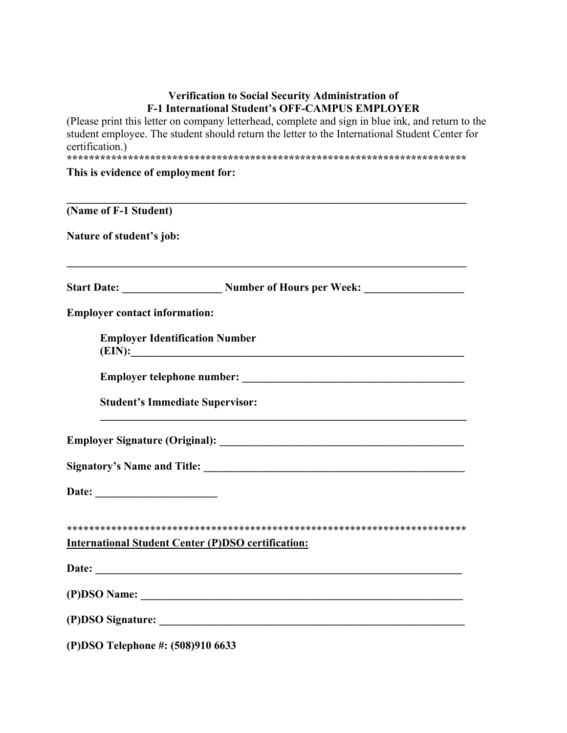**Verification to Social Security Administration of**
**F-1 International Student's OFF-CAMPUS EMPLOYER**

(Please print this letter on company letterhead, complete and sign in blue ink, and return to the student employee. The student should return the letter to the International Student Center for certification.)

***************************************************************************

**This is evidence of employment for:**

___________________________________________________________________________

**(Name of F-1 Student)**

**Nature of student's job:**

___________________________________________________________________________

**Start Date:** __________________ **Number of Hours per Week:** __________________

**Employer contact information:**

**Employer Identification Number (EIN):**_______________________________________________________________

**Employer telephone number:** ________________________________________

**Student's Immediate Supervisor:**

____________________________________________________________________

**Employer Signature (Original):** _____________________________________________

**Signatory's Name and Title:** ________________________________________________

**Date:** ______________________

***************************************************************************

**International Student Center (P)DSO certification:**

**Date:** ____________________________________________________________________

**(P)DSO Name:** _____________________________________________________________

**(P)DSO Signature:** __________________________________________________________

**(P)DSO Telephone #: (508)910 6633**